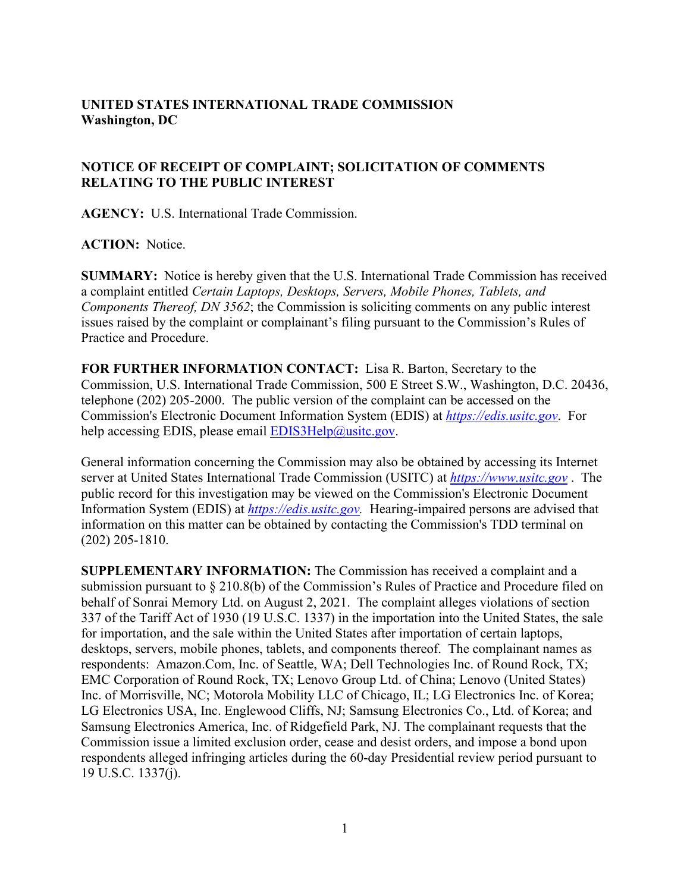**UNITED STATES INTERNATIONAL TRADE COMMISSION**
**Washington, DC**

**NOTICE OF RECEIPT OF COMPLAINT; SOLICITATION OF COMMENTS RELATING TO THE PUBLIC INTEREST**

**AGENCY:** U.S. International Trade Commission.

**ACTION:** Notice.

**SUMMARY:** Notice is hereby given that the U.S. International Trade Commission has received a complaint entitled *Certain Laptops, Desktops, Servers, Mobile Phones, Tablets, and Components Thereof, DN 3562*; the Commission is soliciting comments on any public interest issues raised by the complaint or complainant's filing pursuant to the Commission's Rules of Practice and Procedure.

**FOR FURTHER INFORMATION CONTACT:** Lisa R. Barton, Secretary to the Commission, U.S. International Trade Commission, 500 E Street S.W., Washington, D.C. 20436, telephone (202) 205-2000. The public version of the complaint can be accessed on the Commission's Electronic Document Information System (EDIS) at *https://edis.usitc.gov*. For help accessing EDIS, please email EDIS3Help@usitc.gov.

General information concerning the Commission may also be obtained by accessing its Internet server at United States International Trade Commission (USITC) at *https://www.usitc.gov* . The public record for this investigation may be viewed on the Commission's Electronic Document Information System (EDIS) at *https://edis.usitc.gov.* Hearing-impaired persons are advised that information on this matter can be obtained by contacting the Commission's TDD terminal on (202) 205-1810.

**SUPPLEMENTARY INFORMATION:** The Commission has received a complaint and a submission pursuant to § 210.8(b) of the Commission's Rules of Practice and Procedure filed on behalf of Sonrai Memory Ltd. on August 2, 2021. The complaint alleges violations of section 337 of the Tariff Act of 1930 (19 U.S.C. 1337) in the importation into the United States, the sale for importation, and the sale within the United States after importation of certain laptops, desktops, servers, mobile phones, tablets, and components thereof. The complainant names as respondents: Amazon.Com, Inc. of Seattle, WA; Dell Technologies Inc. of Round Rock, TX; EMC Corporation of Round Rock, TX; Lenovo Group Ltd. of China; Lenovo (United States) Inc. of Morrisville, NC; Motorola Mobility LLC of Chicago, IL; LG Electronics Inc. of Korea; LG Electronics USA, Inc. Englewood Cliffs, NJ; Samsung Electronics Co., Ltd. of Korea; and Samsung Electronics America, Inc. of Ridgefield Park, NJ. The complainant requests that the Commission issue a limited exclusion order, cease and desist orders, and impose a bond upon respondents alleged infringing articles during the 60-day Presidential review period pursuant to 19 U.S.C. 1337(j).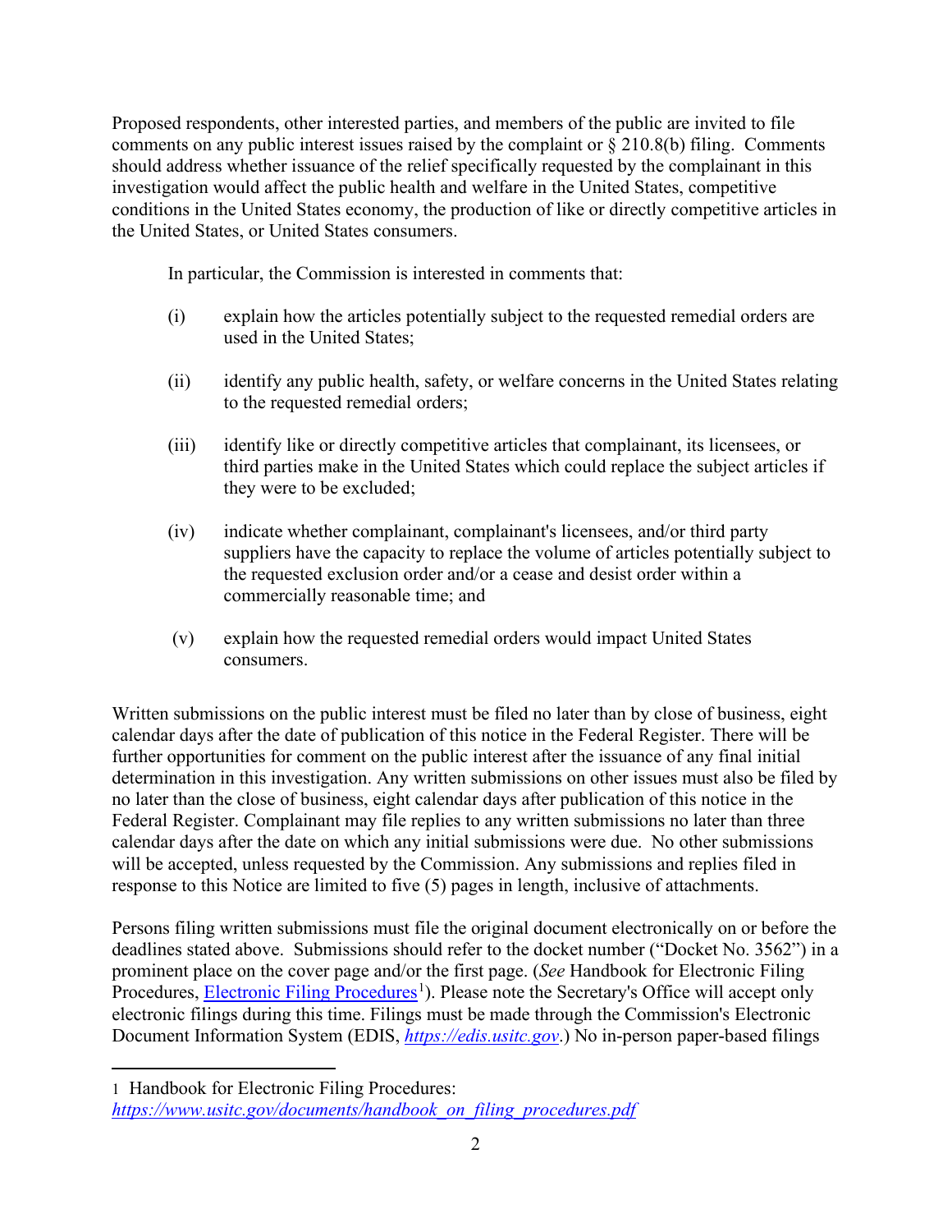Proposed respondents, other interested parties, and members of the public are invited to file comments on any public interest issues raised by the complaint or § 210.8(b) filing. Comments should address whether issuance of the relief specifically requested by the complainant in this investigation would affect the public health and welfare in the United States, competitive conditions in the United States economy, the production of like or directly competitive articles in the United States, or United States consumers.

In particular, the Commission is interested in comments that:

(i) explain how the articles potentially subject to the requested remedial orders are used in the United States;

(ii) identify any public health, safety, or welfare concerns in the United States relating to the requested remedial orders;

(iii) identify like or directly competitive articles that complainant, its licensees, or third parties make in the United States which could replace the subject articles if they were to be excluded;

(iv) indicate whether complainant, complainant's licensees, and/or third party suppliers have the capacity to replace the volume of articles potentially subject to the requested exclusion order and/or a cease and desist order within a commercially reasonable time; and

(v) explain how the requested remedial orders would impact United States consumers.

Written submissions on the public interest must be filed no later than by close of business, eight calendar days after the date of publication of this notice in the Federal Register. There will be further opportunities for comment on the public interest after the issuance of any final initial determination in this investigation. Any written submissions on other issues must also be filed by no later than the close of business, eight calendar days after publication of this notice in the Federal Register. Complainant may file replies to any written submissions no later than three calendar days after the date on which any initial submissions were due. No other submissions will be accepted, unless requested by the Commission. Any submissions and replies filed in response to this Notice are limited to five (5) pages in length, inclusive of attachments.

Persons filing written submissions must file the original document electronically on or before the deadlines stated above. Submissions should refer to the docket number ("Docket No. 3562") in a prominent place on the cover page and/or the first page. (*See* Handbook for Electronic Filing Procedures, Electronic Filing Procedures[1]). Please note the Secretary's Office will accept only electronic filings during this time. Filings must be made through the Commission's Electronic Document Information System (EDIS, *https://edis.usitc.gov*.) No in-person paper-based filings

---

1 Handbook for Electronic Filing Procedures: *https://www.usitc.gov/documents/handbook_on_filing_procedures.pdf*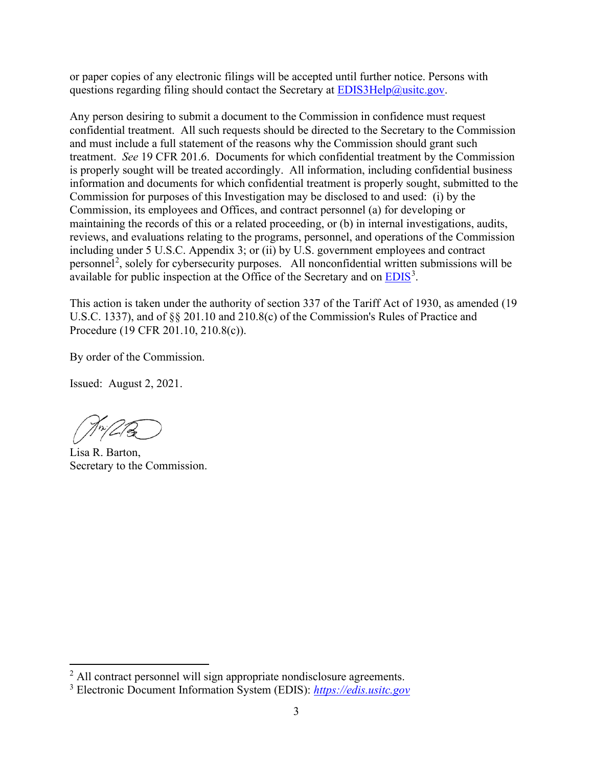or paper copies of any electronic filings will be accepted until further notice. Persons with questions regarding filing should contact the Secretary at EDIS3Help@usitc.gov.

Any person desiring to submit a document to the Commission in confidence must request confidential treatment. All such requests should be directed to the Secretary to the Commission and must include a full statement of the reasons why the Commission should grant such treatment. *See* 19 CFR 201.6. Documents for which confidential treatment by the Commission is properly sought will be treated accordingly. All information, including confidential business information and documents for which confidential treatment is properly sought, submitted to the Commission for purposes of this Investigation may be disclosed to and used: (i) by the Commission, its employees and Offices, and contract personnel (a) for developing or maintaining the records of this or a related proceeding, or (b) in internal investigations, audits, reviews, and evaluations relating to the programs, personnel, and operations of the Commission including under 5 U.S.C. Appendix 3; or (ii) by U.S. government employees and contract personnel[2], solely for cybersecurity purposes. All nonconfidential written submissions will be available for public inspection at the Office of the Secretary and on EDIS[3].

This action is taken under the authority of section 337 of the Tariff Act of 1930, as amended (19 U.S.C. 1337), and of §§ 201.10 and 210.8(c) of the Commission's Rules of Practice and Procedure (19 CFR 201.10, 210.8(c)).

By order of the Commission.

Issued: August 2, 2021.

Lisa R. Barton,
Secretary to the Commission.

---

[2] All contract personnel will sign appropriate nondisclosure agreements.

[3] Electronic Document Information System (EDIS): *https://edis.usitc.gov*